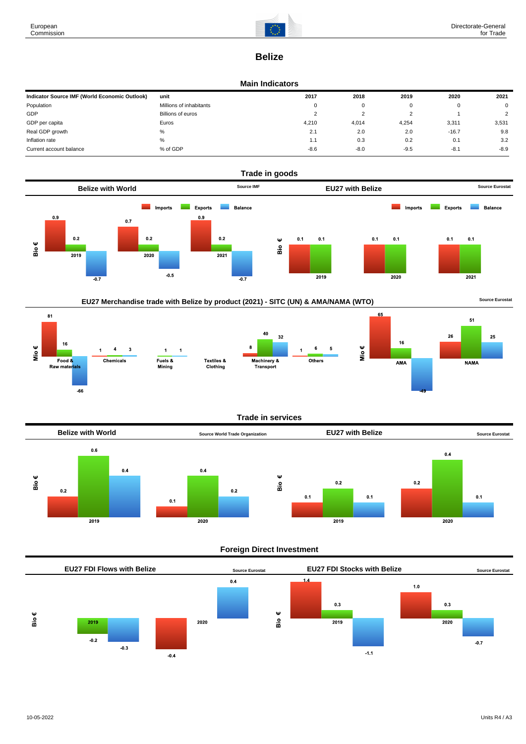# Belize

## Main Indicators

| Indicator Source IMF (World Economic Outlook) | unit | 2017 | 2018 | 2019 | 2020 | 2021 |
|---|---|---|---|---|---|---|
| Population | Millions of inhabitants | 0 | 0 | 0 | 0 | 0 |
| GDP | Billions of euros | 2 | 2 | 2 | 1 | 2 |
| GDP per capita | Euros | 4,210 | 4,014 | 4,254 | 3,311 | 3,531 |
| Real GDP growth | % | 2.1 | 2.0 | 2.0 | -16.7 | 9.8 |
| Inflation rate | % | 1.1 | 0.3 | 0.2 | 0.1 | 3.2 |
| Current account balance | % of GDP | -8.6 | -8.0 | -9.5 | -8.1 | -8.9 |

## Trade in goods

### Belize with World

Source IMF

Bio €

| | Imports | Exports | Balance |
|---|---|---|---|
| 2019 | 0.9 | 0.2 | -0.7 |
| 2020 | 0.7 | 0.2 | -0.5 |
| 2021 | 0.9 | 0.2 | -0.7 |

### EU27 with Belize

Source Eurostat

Bio €

| | Imports | Exports | Balance |
|---|---|---|---|
| 2019 | 0.1 | 0.1 | |
| 2020 | 0.1 | 0.1 | |
| 2021 | 0.1 | 0.1 | |

### EU27 Merchandise trade with Belize by product (2021) - SITC (UN) & AMA/NAMA (WTO)

Source Eurostat

Mio €

| | Imports | Exports | Balance |
|---|---|---|---|
| Food & Raw materials | 81 | 16 | -66 |
| Chemicals | 1 | 4 | 3 |
| Fuels & Mining | | 1 | 1 |
| Textiles & Clothing | | | |
| Machinery & Transport | 8 | 40 | 32 |
| Others | 1 | 6 | 5 |

Mio €

| | Imports | Exports | Balance |
|---|---|---|---|
| AMA | 65 | 16 | -49 |
| NAMA | 26 | 51 | 25 |

## Trade in services

### Belize with World

Source World Trade Organization

Bio €

| | Imports | Exports | Balance |
|---|---|---|---|
| 2019 | 0.2 | 0.6 | 0.4 |
| 2020 | 0.1 | 0.4 | 0.2 |

### EU27 with Belize

Source Eurostat

Bio €

| | Imports | Exports | Balance |
|---|---|---|---|
| 2019 | 0.1 | 0.2 | 0.1 |
| 2020 | 0.2 | 0.4 | 0.1 |

## Foreign Direct Investment

### EU27 FDI Flows with Belize

Source Eurostat

Bio €

| | | | |
|---|---|---|---|
| 2019 | | -0.2 | -0.3 |
| 2020 | -0.4 | | 0.4 |

### EU27 FDI Stocks with Belize

Source Eurostat

Bio €

| | | | |
|---|---|---|---|
| 2019 | 1.4 | 0.3 | -1.1 |
| 2020 | 1.0 | 0.3 | -0.7 |

10-05-2022

Units R4 / A3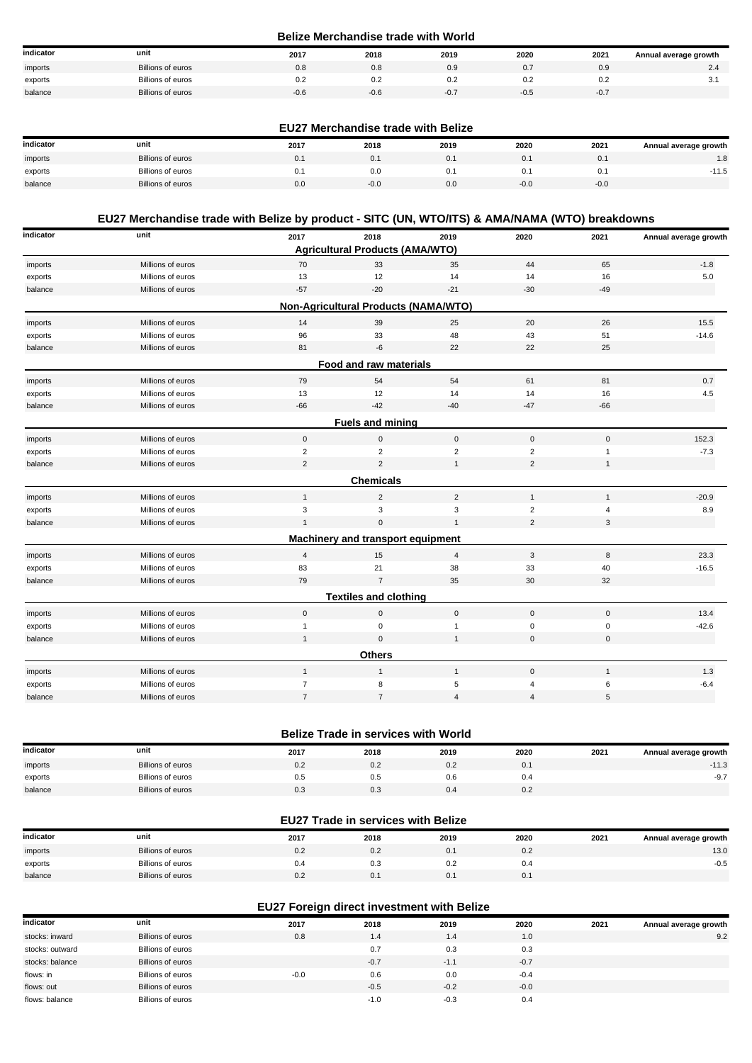## Belize Merchandise trade with World

| indicator | unit | 2017 | 2018 | 2019 | 2020 | 2021 | Annual average growth |
|---|---|---|---|---|---|---|---|
| imports | Billions of euros | 0.8 | 0.8 | 0.9 | 0.7 | 0.9 | 2.4 |
| exports | Billions of euros | 0.2 | 0.2 | 0.2 | 0.2 | 0.2 | 3.1 |
| balance | Billions of euros | -0.6 | -0.6 | -0.7 | -0.5 | -0.7 | |

## EU27 Merchandise trade with Belize

| indicator | unit | 2017 | 2018 | 2019 | 2020 | 2021 | Annual average growth |
|---|---|---|---|---|---|---|---|
| imports | Billions of euros | 0.1 | 0.1 | 0.1 | 0.1 | 0.1 | 1.8 |
| exports | Billions of euros | 0.1 | 0.0 | 0.1 | 0.1 | 0.1 | -11.5 |
| balance | Billions of euros | 0.0 | -0.0 | 0.0 | -0.0 | -0.0 | |

## EU27 Merchandise trade with Belize by product - SITC (UN, WTO/ITS) & AMA/NAMA (WTO) breakdowns

| indicator | unit | 2017 | 2018 | 2019 | 2020 | 2021 | Annual average growth |
|---|---|---|---|---|---|---|---|
| | | | **Agricultural Products (AMA/WTO)** | | | | |
| imports | Millions of euros | 70 | 33 | 35 | 44 | 65 | -1.8 |
| exports | Millions of euros | 13 | 12 | 14 | 14 | 16 | 5.0 |
| balance | Millions of euros | -57 | -20 | -21 | -30 | -49 | |
| | | | **Non-Agricultural Products (NAMA/WTO)** | | | | |
| imports | Millions of euros | 14 | 39 | 25 | 20 | 26 | 15.5 |
| exports | Millions of euros | 96 | 33 | 48 | 43 | 51 | -14.6 |
| balance | Millions of euros | 81 | -6 | 22 | 22 | 25 | |
| | | | **Food and raw materials** | | | | |
| imports | Millions of euros | 79 | 54 | 54 | 61 | 81 | 0.7 |
| exports | Millions of euros | 13 | 12 | 14 | 14 | 16 | 4.5 |
| balance | Millions of euros | -66 | -42 | -40 | -47 | -66 | |
| | | | **Fuels and mining** | | | | |
| imports | Millions of euros | 0 | 0 | 0 | 0 | 0 | 152.3 |
| exports | Millions of euros | 2 | 2 | 2 | 2 | 1 | -7.3 |
| balance | Millions of euros | 2 | 2 | 1 | 2 | 1 | |
| | | | **Chemicals** | | | | |
| imports | Millions of euros | 1 | 2 | 2 | 1 | 1 | -20.9 |
| exports | Millions of euros | 3 | 3 | 3 | 2 | 4 | 8.9 |
| balance | Millions of euros | 1 | 0 | 1 | 2 | 3 | |
| | | | **Machinery and transport equipment** | | | | |
| imports | Millions of euros | 4 | 15 | 4 | 3 | 8 | 23.3 |
| exports | Millions of euros | 83 | 21 | 38 | 33 | 40 | -16.5 |
| balance | Millions of euros | 79 | 7 | 35 | 30 | 32 | |
| | | | **Textiles and clothing** | | | | |
| imports | Millions of euros | 0 | 0 | 0 | 0 | 0 | 13.4 |
| exports | Millions of euros | 1 | 0 | 1 | 0 | 0 | -42.6 |
| balance | Millions of euros | 1 | 0 | 1 | 0 | 0 | |
| | | | **Others** | | | | |
| imports | Millions of euros | 1 | 1 | 1 | 0 | 1 | 1.3 |
| exports | Millions of euros | 7 | 8 | 5 | 4 | 6 | -6.4 |
| balance | Millions of euros | 7 | 7 | 4 | 4 | 5 | |

## Belize Trade in services with World

| indicator | unit | 2017 | 2018 | 2019 | 2020 | 2021 | Annual average growth |
|---|---|---|---|---|---|---|---|
| imports | Billions of euros | 0.2 | 0.2 | 0.2 | 0.1 | | -11.3 |
| exports | Billions of euros | 0.5 | 0.5 | 0.6 | 0.4 | | -9.7 |
| balance | Billions of euros | 0.3 | 0.3 | 0.4 | 0.2 | | |

## EU27 Trade in services with Belize

| indicator | unit | 2017 | 2018 | 2019 | 2020 | 2021 | Annual average growth |
|---|---|---|---|---|---|---|---|
| imports | Billions of euros | 0.2 | 0.2 | 0.1 | 0.2 | | 13.0 |
| exports | Billions of euros | 0.4 | 0.3 | 0.2 | 0.4 | | -0.5 |
| balance | Billions of euros | 0.2 | 0.1 | 0.1 | 0.1 | | |

## EU27 Foreign direct investment with Belize

| indicator | unit | 2017 | 2018 | 2019 | 2020 | 2021 | Annual average growth |
|---|---|---|---|---|---|---|---|
| stocks: inward | Billions of euros | 0.8 | 1.4 | 1.4 | 1.0 | | 9.2 |
| stocks: outward | Billions of euros | | 0.7 | 0.3 | 0.3 | | |
| stocks: balance | Billions of euros | | -0.7 | -1.1 | -0.7 | | |
| flows: in | Billions of euros | -0.0 | 0.6 | 0.0 | -0.4 | | |
| flows: out | Billions of euros | | -0.5 | -0.2 | -0.0 | | |
| flows: balance | Billions of euros | | -1.0 | -0.3 | 0.4 | | |